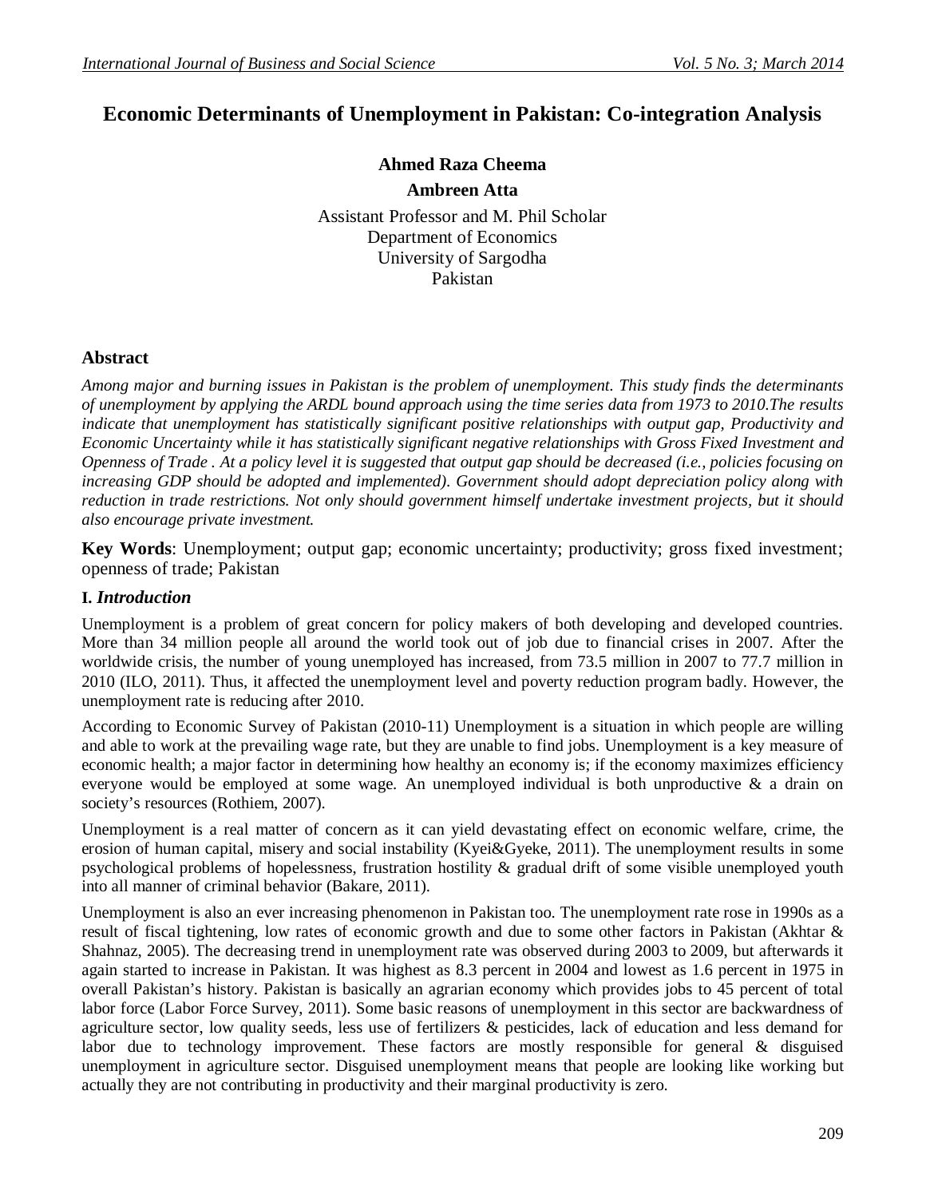# Economic Determinants of Unemployment in Pakistan: Co-integration Analysis

**Ahmed Raza Cheema**

**Ambreen Atta**

Assistant Professor and M. Phil Scholar
Department of Economics
University of Sargodha
Pakistan

## Abstract

*Among major and burning issues in Pakistan is the problem of unemployment. This study finds the determinants of unemployment by applying the ARDL bound approach using the time series data from 1973 to 2010.The results indicate that unemployment has statistically significant positive relationships with output gap, Productivity and Economic Uncertainty while it has statistically significant negative relationships with Gross Fixed Investment and Openness of Trade . At a policy level it is suggested that output gap should be decreased (i.e., policies focusing on increasing GDP should be adopted and implemented). Government should adopt depreciation policy along with reduction in trade restrictions. Not only should government himself undertake investment projects, but it should also encourage private investment.*

**Key Words**: Unemployment; output gap; economic uncertainty; productivity; gross fixed investment; openness of trade; Pakistan

## I. *Introduction*

Unemployment is a problem of great concern for policy makers of both developing and developed countries. More than 34 million people all around the world took out of job due to financial crises in 2007. After the worldwide crisis, the number of young unemployed has increased, from 73.5 million in 2007 to 77.7 million in 2010 (ILO, 2011). Thus, it affected the unemployment level and poverty reduction program badly. However, the unemployment rate is reducing after 2010.

According to Economic Survey of Pakistan (2010-11) Unemployment is a situation in which people are willing and able to work at the prevailing wage rate, but they are unable to find jobs. Unemployment is a key measure of economic health; a major factor in determining how healthy an economy is; if the economy maximizes efficiency everyone would be employed at some wage. An unemployed individual is both unproductive & a drain on society's resources (Rothiem, 2007).

Unemployment is a real matter of concern as it can yield devastating effect on economic welfare, crime, the erosion of human capital, misery and social instability (Kyei&Gyeke, 2011). The unemployment results in some psychological problems of hopelessness, frustration hostility & gradual drift of some visible unemployed youth into all manner of criminal behavior (Bakare, 2011).

Unemployment is also an ever increasing phenomenon in Pakistan too. The unemployment rate rose in 1990s as a result of fiscal tightening, low rates of economic growth and due to some other factors in Pakistan (Akhtar & Shahnaz, 2005). The decreasing trend in unemployment rate was observed during 2003 to 2009, but afterwards it again started to increase in Pakistan. It was highest as 8.3 percent in 2004 and lowest as 1.6 percent in 1975 in overall Pakistan's history. Pakistan is basically an agrarian economy which provides jobs to 45 percent of total labor force (Labor Force Survey, 2011). Some basic reasons of unemployment in this sector are backwardness of agriculture sector, low quality seeds, less use of fertilizers & pesticides, lack of education and less demand for labor due to technology improvement. These factors are mostly responsible for general & disguised unemployment in agriculture sector. Disguised unemployment means that people are looking like working but actually they are not contributing in productivity and their marginal productivity is zero.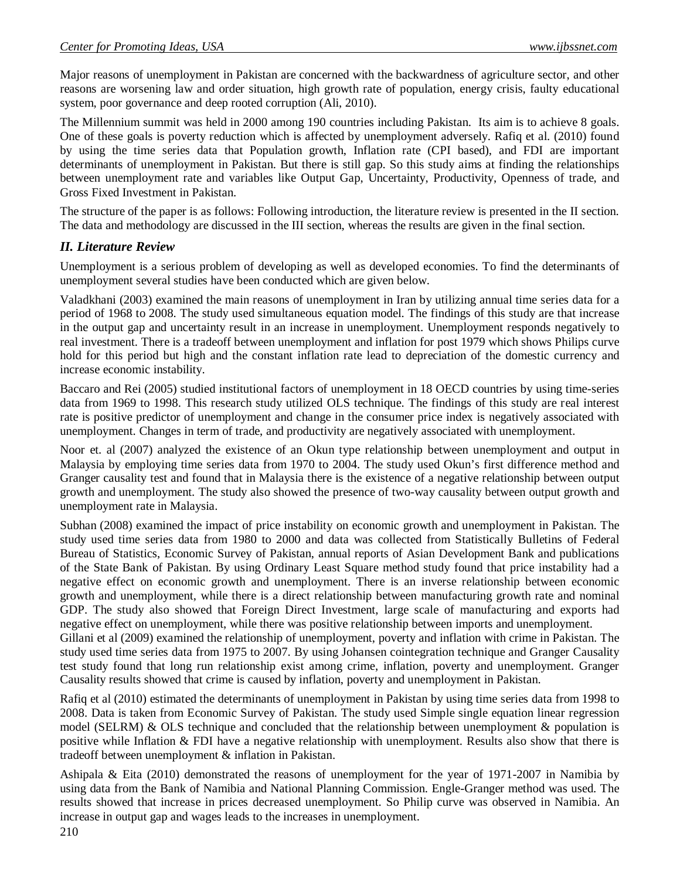Major reasons of unemployment in Pakistan are concerned with the backwardness of agriculture sector, and other reasons are worsening law and order situation, high growth rate of population, energy crisis, faulty educational system, poor governance and deep rooted corruption (Ali, 2010).

The Millennium summit was held in 2000 among 190 countries including Pakistan. Its aim is to achieve 8 goals. One of these goals is poverty reduction which is affected by unemployment adversely. Rafiq et al. (2010) found by using the time series data that Population growth, Inflation rate (CPI based), and FDI are important determinants of unemployment in Pakistan. But there is still gap. So this study aims at finding the relationships between unemployment rate and variables like Output Gap, Uncertainty, Productivity, Openness of trade, and Gross Fixed Investment in Pakistan.

The structure of the paper is as follows: Following introduction, the literature review is presented in the II section. The data and methodology are discussed in the III section, whereas the results are given in the final section.

## *II. Literature Review*

Unemployment is a serious problem of developing as well as developed economies. To find the determinants of unemployment several studies have been conducted which are given below.

Valadkhani (2003) examined the main reasons of unemployment in Iran by utilizing annual time series data for a period of 1968 to 2008. The study used simultaneous equation model. The findings of this study are that increase in the output gap and uncertainty result in an increase in unemployment. Unemployment responds negatively to real investment. There is a tradeoff between unemployment and inflation for post 1979 which shows Philips curve hold for this period but high and the constant inflation rate lead to depreciation of the domestic currency and increase economic instability.

Baccaro and Rei (2005) studied institutional factors of unemployment in 18 OECD countries by using time-series data from 1969 to 1998. This research study utilized OLS technique. The findings of this study are real interest rate is positive predictor of unemployment and change in the consumer price index is negatively associated with unemployment. Changes in term of trade, and productivity are negatively associated with unemployment.

Noor et. al (2007) analyzed the existence of an Okun type relationship between unemployment and output in Malaysia by employing time series data from 1970 to 2004. The study used Okun's first difference method and Granger causality test and found that in Malaysia there is the existence of a negative relationship between output growth and unemployment. The study also showed the presence of two-way causality between output growth and unemployment rate in Malaysia.

Subhan (2008) examined the impact of price instability on economic growth and unemployment in Pakistan. The study used time series data from 1980 to 2000 and data was collected from Statistically Bulletins of Federal Bureau of Statistics, Economic Survey of Pakistan, annual reports of Asian Development Bank and publications of the State Bank of Pakistan. By using Ordinary Least Square method study found that price instability had a negative effect on economic growth and unemployment. There is an inverse relationship between economic growth and unemployment, while there is a direct relationship between manufacturing growth rate and nominal GDP. The study also showed that Foreign Direct Investment, large scale of manufacturing and exports had negative effect on unemployment, while there was positive relationship between imports and unemployment.

Gillani et al (2009) examined the relationship of unemployment, poverty and inflation with crime in Pakistan. The study used time series data from 1975 to 2007. By using Johansen cointegration technique and Granger Causality test study found that long run relationship exist among crime, inflation, poverty and unemployment. Granger Causality results showed that crime is caused by inflation, poverty and unemployment in Pakistan.

Rafiq et al (2010) estimated the determinants of unemployment in Pakistan by using time series data from 1998 to 2008. Data is taken from Economic Survey of Pakistan. The study used Simple single equation linear regression model (SELRM) & OLS technique and concluded that the relationship between unemployment & population is positive while Inflation & FDI have a negative relationship with unemployment. Results also show that there is tradeoff between unemployment & inflation in Pakistan.

Ashipala & Eita (2010) demonstrated the reasons of unemployment for the year of 1971-2007 in Namibia by using data from the Bank of Namibia and National Planning Commission. Engle-Granger method was used. The results showed that increase in prices decreased unemployment. So Philip curve was observed in Namibia. An increase in output gap and wages leads to the increases in unemployment.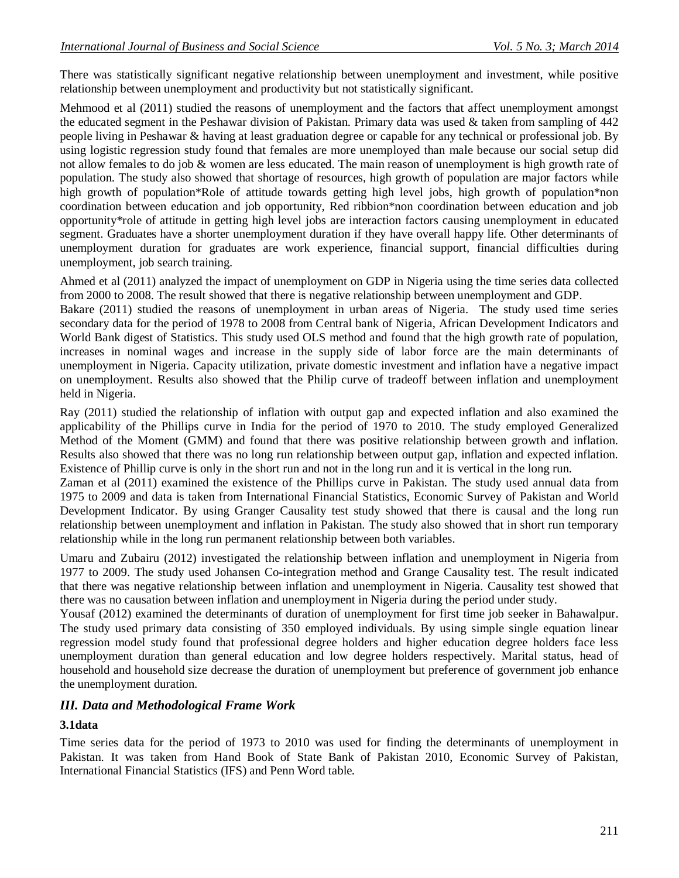There was statistically significant negative relationship between unemployment and investment, while positive relationship between unemployment and productivity but not statistically significant.

Mehmood et al (2011) studied the reasons of unemployment and the factors that affect unemployment amongst the educated segment in the Peshawar division of Pakistan. Primary data was used & taken from sampling of 442 people living in Peshawar & having at least graduation degree or capable for any technical or professional job. By using logistic regression study found that females are more unemployed than male because our social setup did not allow females to do job & women are less educated. The main reason of unemployment is high growth rate of population. The study also showed that shortage of resources, high growth of population are major factors while high growth of population*Role of attitude towards getting high level jobs, high growth of population*non coordination between education and job opportunity, Red ribbion*non coordination between education and job opportunity*role of attitude in getting high level jobs are interaction factors causing unemployment in educated segment. Graduates have a shorter unemployment duration if they have overall happy life. Other determinants of unemployment duration for graduates are work experience, financial support, financial difficulties during unemployment, job search training.

Ahmed et al (2011) analyzed the impact of unemployment on GDP in Nigeria using the time series data collected from 2000 to 2008. The result showed that there is negative relationship between unemployment and GDP.

Bakare (2011) studied the reasons of unemployment in urban areas of Nigeria. The study used time series secondary data for the period of 1978 to 2008 from Central bank of Nigeria, African Development Indicators and World Bank digest of Statistics. This study used OLS method and found that the high growth rate of population, increases in nominal wages and increase in the supply side of labor force are the main determinants of unemployment in Nigeria. Capacity utilization, private domestic investment and inflation have a negative impact on unemployment. Results also showed that the Philip curve of tradeoff between inflation and unemployment held in Nigeria.

Ray (2011) studied the relationship of inflation with output gap and expected inflation and also examined the applicability of the Phillips curve in India for the period of 1970 to 2010. The study employed Generalized Method of the Moment (GMM) and found that there was positive relationship between growth and inflation. Results also showed that there was no long run relationship between output gap, inflation and expected inflation. Existence of Phillip curve is only in the short run and not in the long run and it is vertical in the long run.

Zaman et al (2011) examined the existence of the Phillips curve in Pakistan. The study used annual data from 1975 to 2009 and data is taken from International Financial Statistics, Economic Survey of Pakistan and World Development Indicator. By using Granger Causality test study showed that there is causal and the long run relationship between unemployment and inflation in Pakistan. The study also showed that in short run temporary relationship while in the long run permanent relationship between both variables.

Umaru and Zubairu (2012) investigated the relationship between inflation and unemployment in Nigeria from 1977 to 2009. The study used Johansen Co-integration method and Grange Causality test. The result indicated that there was negative relationship between inflation and unemployment in Nigeria. Causality test showed that there was no causation between inflation and unemployment in Nigeria during the period under study.

Yousaf (2012) examined the determinants of duration of unemployment for first time job seeker in Bahawalpur. The study used primary data consisting of 350 employed individuals. By using simple single equation linear regression model study found that professional degree holders and higher education degree holders face less unemployment duration than general education and low degree holders respectively. Marital status, head of household and household size decrease the duration of unemployment but preference of government job enhance the unemployment duration.

## *III. Data and Methodological Frame Work*

### 3.1data

Time series data for the period of 1973 to 2010 was used for finding the determinants of unemployment in Pakistan. It was taken from Hand Book of State Bank of Pakistan 2010, Economic Survey of Pakistan, International Financial Statistics (IFS) and Penn Word table.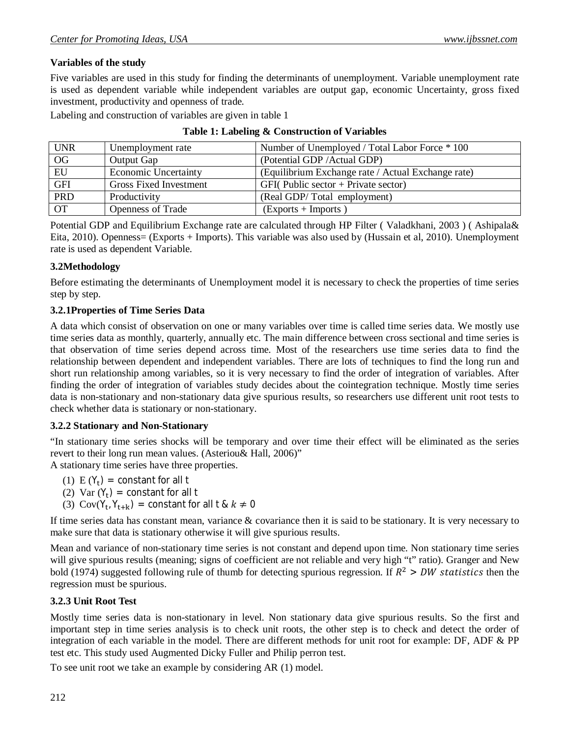**Variables of the study**

Five variables are used in this study for finding the determinants of unemployment. Variable unemployment rate is used as dependent variable while independent variables are output gap, economic Uncertainty, gross fixed investment, productivity and openness of trade.

Labeling and construction of variables are given in table 1

**Table 1: Labeling & Construction of Variables**

| UNR | Unemployment rate | Number of Unemployed / Total Labor Force * 100 |
|---|---|---|
| OG | Output Gap | (Potential GDP /Actual GDP) |
| EU | Economic Uncertainty | (Equilibrium Exchange rate / Actual Exchange rate) |
| GFI | Gross Fixed Investment | GFI( Public sector + Private sector) |
| PRD | Productivity | (Real GDP/ Total employment) |
| OT | Openness of Trade | (Exports + Imports ) |

Potential GDP and Equilibrium Exchange rate are calculated through HP Filter ( Valadkhani, 2003 ) ( Ashipala& Eita, 2010). Openness= (Exports + Imports). This variable was also used by (Hussain et al, 2010). Unemployment rate is used as dependent Variable.

### 3.2Methodology

Before estimating the determinants of Unemployment model it is necessary to check the properties of time series step by step.

#### 3.2.1Properties of Time Series Data

A data which consist of observation on one or many variables over time is called time series data. We mostly use time series data as monthly, quarterly, annually etc. The main difference between cross sectional and time series is that observation of time series depend across time. Most of the researchers use time series data to find the relationship between dependent and independent variables. There are lots of techniques to find the long run and short run relationship among variables, so it is very necessary to find the order of integration of variables. After finding the order of integration of variables study decides about the cointegration technique. Mostly time series data is non-stationary and non-stationary data give spurious results, so researchers use different unit root tests to check whether data is stationary or non-stationary.

#### 3.2.2 Stationary and Non-Stationary

"In stationary time series shocks will be temporary and over time their effect will be eliminated as the series revert to their long run mean values. (Asteriou& Hall, 2006)"

A stationary time series have three properties.

(1) $E(Y_t) = \text{constant for all } t$

(2) $Var(Y_t) = \text{constant for all } t$

(3) $Cov(Y_t, Y_{t+k}) = \text{constant for all } t \;\&\; k \neq 0$

If time series data has constant mean, variance & covariance then it is said to be stationary. It is very necessary to make sure that data is stationary otherwise it will give spurious results.

Mean and variance of non-stationary time series is not constant and depend upon time. Non stationary time series will give spurious results (meaning; signs of coefficient are not reliable and very high "t" ratio). Granger and New bold (1974) suggested following rule of thumb for detecting spurious regression. If $R^2 > DW\ statistics$ then the regression must be spurious.

#### 3.2.3 Unit Root Test

Mostly time series data is non-stationary in level. Non stationary data give spurious results. So the first and important step in time series analysis is to check unit roots, the other step is to check and detect the order of integration of each variable in the model. There are different methods for unit root for example: DF, ADF & PP test etc. This study used Augmented Dicky Fuller and Philip perron test.

To see unit root we take an example by considering AR (1) model.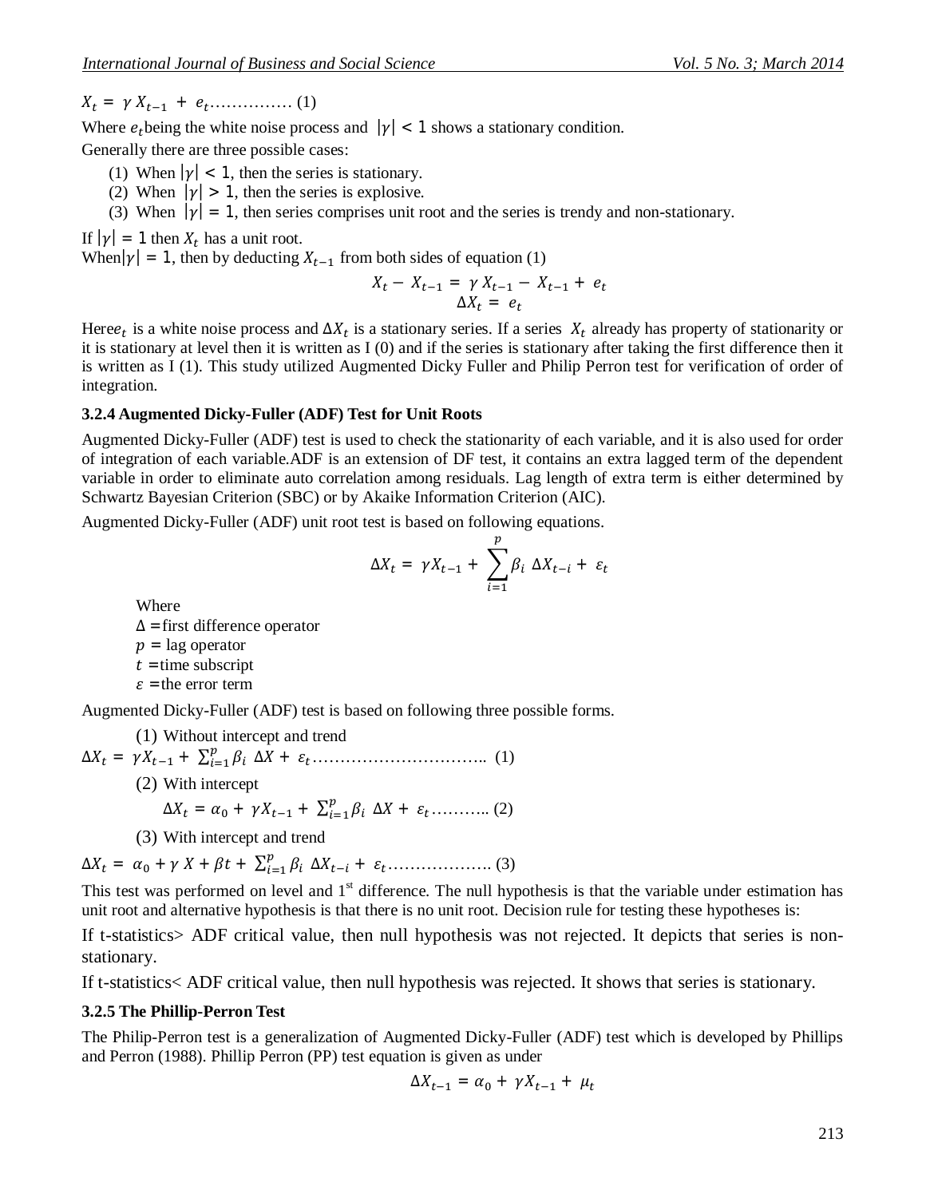$$X_t = \gamma X_{t-1} + e_t \text{……………} (1)$$

Where $e_t$being the white noise process and $|\gamma| < 1$ shows a stationary condition.

Generally there are three possible cases:

1. When $|\gamma| < 1$, then the series is stationary.
2. When $|\gamma| > 1$, then the series is explosive.
3. When $|\gamma| = 1$, then series comprises unit root and the series is trendy and non-stationary.

If $|\gamma| = 1$ then $X_t$ has a unit root.

When$|\gamma| = 1$, then by deducting $X_{t-1}$ from both sides of equation (1)

$$X_t - X_{t-1} = \gamma X_{t-1} - X_{t-1} + e_t$$
$$\Delta X_t = e_t$$

Here$e_t$ is a white noise process and $\Delta X_t$ is a stationary series. If a series $X_t$ already has property of stationarity or it is stationary at level then it is written as I (0) and if the series is stationary after taking the first difference then it is written as I (1). This study utilized Augmented Dicky Fuller and Philip Perron test for verification of order of integration.

### 3.2.4 Augmented Dicky-Fuller (ADF) Test for Unit Roots

Augmented Dicky-Fuller (ADF) test is used to check the stationarity of each variable, and it is also used for order of integration of each variable.ADF is an extension of DF test, it contains an extra lagged term of the dependent variable in order to eliminate auto correlation among residuals. Lag length of extra term is either determined by Schwartz Bayesian Criterion (SBC) or by Akaike Information Criterion (AIC).

Augmented Dicky-Fuller (ADF) unit root test is based on following equations.

$$\Delta X_t = \gamma X_{t-1} + \sum_{i=1}^{p} \beta_i \, \Delta X_{t-i} + \varepsilon_t$$

Where
$\Delta$ = first difference operator
$p$ = lag operator
$t$ = time subscript
$\varepsilon$ = the error term

Augmented Dicky-Fuller (ADF) test is based on following three possible forms.

(1) Without intercept and trend

$$\Delta X_t = \gamma X_{t-1} + \textstyle\sum_{i=1}^{p} \beta_i \, \Delta X + \varepsilon_t \text{…………………………..} (1)$$

(2) With intercept

$$\Delta X_t = \alpha_0 + \gamma X_{t-1} + \textstyle\sum_{i=1}^{p} \beta_i \, \Delta X + \varepsilon_t \text{……….} (2)$$

(3) With intercept and trend

$$\Delta X_t = \alpha_0 + \gamma X + \beta t + \textstyle\sum_{i=1}^{p} \beta_i \, \Delta X_{t-i} + \varepsilon_t \text{……………….} (3)$$

This test was performed on level and 1st difference. The null hypothesis is that the variable under estimation has unit root and alternative hypothesis is that there is no unit root. Decision rule for testing these hypotheses is:

If t-statistics> ADF critical value, then null hypothesis was not rejected. It depicts that series is non-stationary.

If t-statistics< ADF critical value, then null hypothesis was rejected. It shows that series is stationary.

### 3.2.5 The Phillip-Perron Test

The Philip-Perron test is a generalization of Augmented Dicky-Fuller (ADF) test which is developed by Phillips and Perron (1988). Phillip Perron (PP) test equation is given as under

$$\Delta X_{t-1} = \alpha_0 + \gamma X_{t-1} + \mu_t$$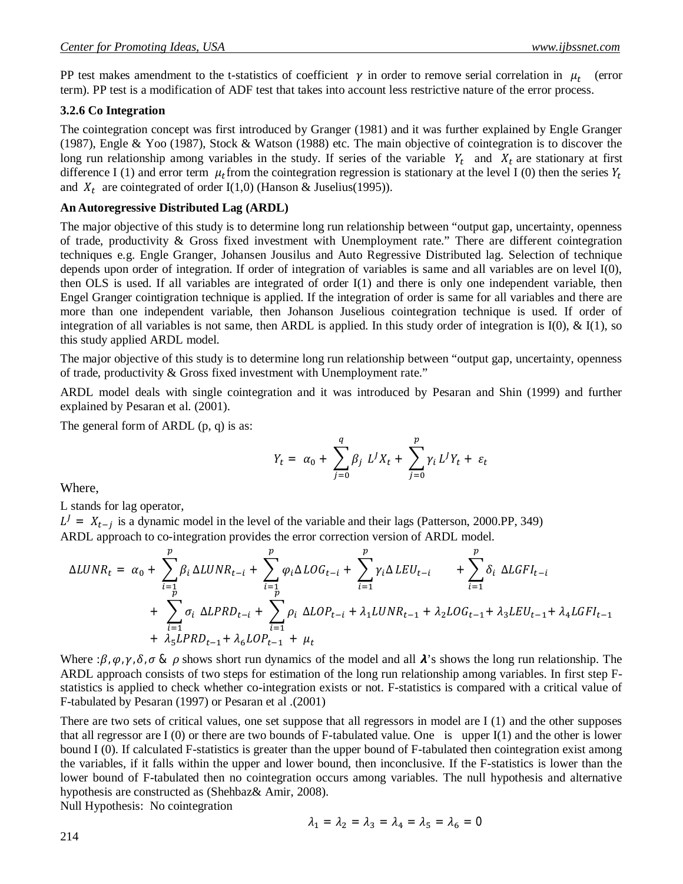PP test makes amendment to the t-statistics of coefficient $\gamma$ in order to remove serial correlation in $\mu_t$ (error term). PP test is a modification of ADF test that takes into account less restrictive nature of the error process.

### 3.2.6 Co Integration

The cointegration concept was first introduced by Granger (1981) and it was further explained by Engle Granger (1987), Engle & Yoo (1987), Stock & Watson (1988) etc. The main objective of cointegration is to discover the long run relationship among variables in the study. If series of the variable $Y_t$ and $X_t$ are stationary at first difference I (1) and error term $\mu_t$ from the cointegration regression is stationary at the level I (0) then the series $Y_t$ and $X_t$ are cointegrated of order I(1,0) (Hanson & Juselius(1995)).

### An Autoregressive Distributed Lag (ARDL)

The major objective of this study is to determine long run relationship between "output gap, uncertainty, openness of trade, productivity & Gross fixed investment with Unemployment rate." There are different cointegration techniques e.g. Engle Granger, Johansen Jousilus and Auto Regressive Distributed lag. Selection of technique depends upon order of integration. If order of integration of variables is same and all variables are on level I(0), then OLS is used. If all variables are integrated of order I(1) and there is only one independent variable, then Engel Granger cointigration technique is applied. If the integration of order is same for all variables and there are more than one independent variable, then Johanson Juselious cointegration technique is used. If order of integration of all variables is not same, then ARDL is applied. In this study order of integration is I(0), & I(1), so this study applied ARDL model.

The major objective of this study is to determine long run relationship between "output gap, uncertainty, openness of trade, productivity & Gross fixed investment with Unemployment rate."

ARDL model deals with single cointegration and it was introduced by Pesaran and Shin (1999) and further explained by Pesaran et al. (2001).

The general form of ARDL (p, q) is as:

$$Y_t = \alpha_0 + \sum_{j=0}^{q} \beta_j \, L^J X_t + \sum_{j=0}^{p} \gamma_i \, L^J Y_t + \varepsilon_t$$

Where,

L stands for lag operator,

$L^J = X_{t-j}$ is a dynamic model in the level of the variable and their lags (Patterson, 2000.PP, 349)

ARDL approach to co-integration provides the error correction version of ARDL model.

$$\begin{aligned}\Delta LUNR_t = \alpha_0 &+ \sum_{i=1}^{p} \beta_i \, \Delta LUNR_{t-i} + \sum_{i=1}^{p} \varphi_i \Delta LOG_{t-i} + \sum_{i=1}^{p} \gamma_i \Delta LEU_{t-i} + \sum_{i=1}^{p} \delta_i \, \Delta LGFI_{t-i} \\ &+ \sum_{i=1}^{p} \sigma_i \, \Delta LPRD_{t-i} + \sum_{i=1}^{p} \rho_i \, \Delta LOP_{t-i} + \lambda_1 LUNR_{t-1} + \lambda_2 LOG_{t-1} + \lambda_3 LEU_{t-1} + \lambda_4 LGFI_{t-1} \\ &+ \lambda_5 LPRD_{t-1} + \lambda_6 LOP_{t-1} + \mu_t\end{aligned}$$

Where : $\beta, \varphi, \gamma, \delta, \sigma$ & $\rho$ shows short run dynamics of the model and all $\boldsymbol{\lambda}$'s shows the long run relationship. The ARDL approach consists of two steps for estimation of the long run relationship among variables. In first step F-statistics is applied to check whether co-integration exists or not. F-statistics is compared with a critical value of F-tabulated by Pesaran (1997) or Pesaran et al .(2001)

There are two sets of critical values, one set suppose that all regressors in model are I (1) and the other supposes that all regressor are I (0) or there are two bounds of F-tabulated value. One is upper I(1) and the other is lower bound I (0). If calculated F-statistics is greater than the upper bound of F-tabulated then cointegration exist among the variables, if it falls within the upper and lower bound, then inconclusive. If the F-statistics is lower than the lower bound of F-tabulated then no cointegration occurs among variables. The null hypothesis and alternative hypothesis are constructed as (Shehbaz& Amir, 2008).

Null Hypothesis: No cointegration

$$\lambda_1 = \lambda_2 = \lambda_3 = \lambda_4 = \lambda_5 = \lambda_6 = 0$$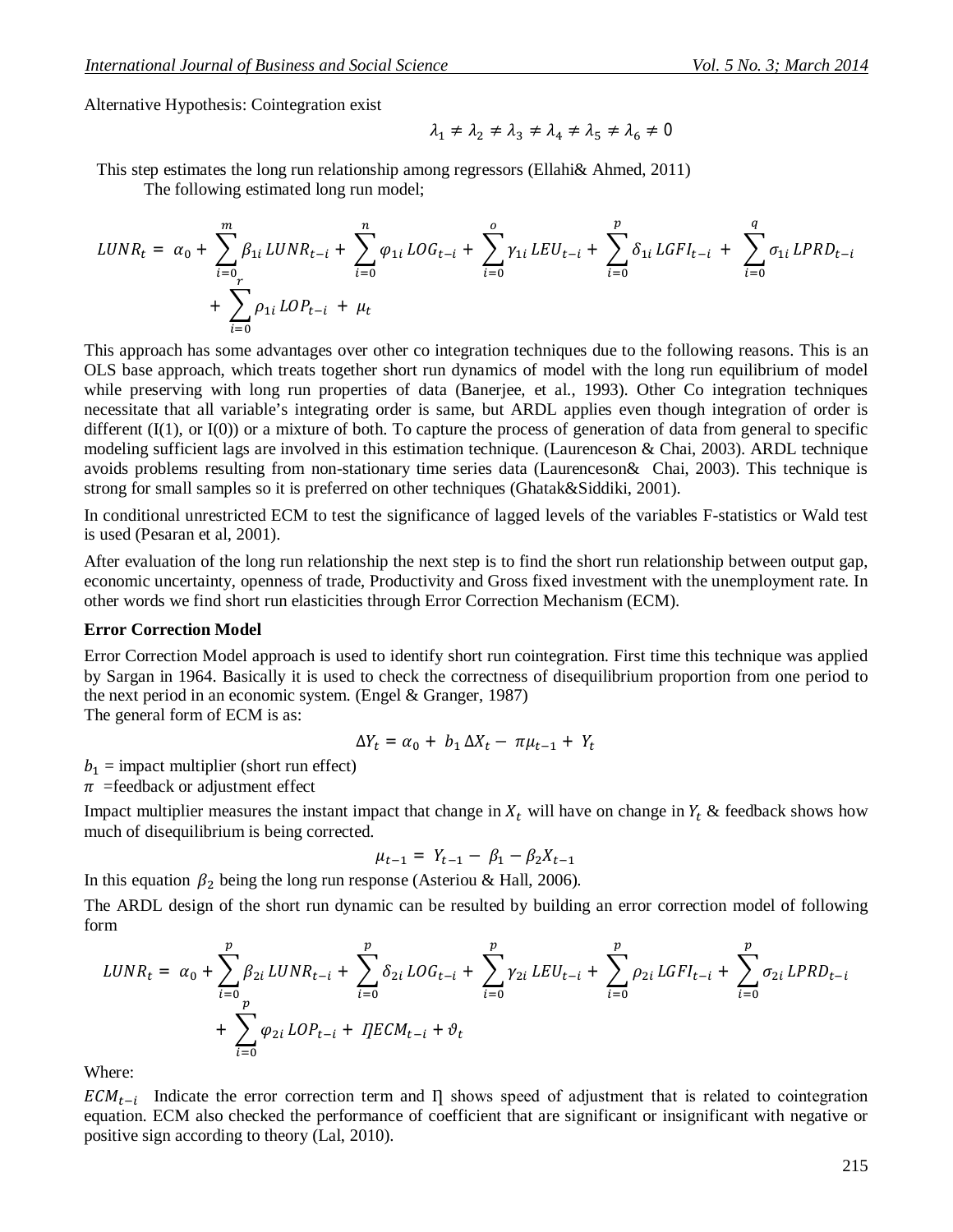Alternative Hypothesis: Cointegration exist

$$\lambda_1 \neq \lambda_2 \neq \lambda_3 \neq \lambda_4 \neq \lambda_5 \neq \lambda_6 \neq 0$$

This step estimates the long run relationship among regressors (Ellahi& Ahmed, 2011)

The following estimated long run model;

$$LUNR_t = \alpha_0 + \sum_{i=0}^{m} \beta_{1i} LUNR_{t-i} + \sum_{i=0}^{n} \varphi_{1i} LOG_{t-i} + \sum_{i=0}^{o} \gamma_{1i} LEU_{t-i} + \sum_{i=0}^{p} \delta_{1i} LGFI_{t-i} + \sum_{i=0}^{q} \sigma_{1i} LPRD_{t-i} + \sum_{i=0}^{r} \rho_{1i} LOP_{t-i} + \mu_t$$

This approach has some advantages over other co integration techniques due to the following reasons. This is an OLS base approach, which treats together short run dynamics of model with the long run equilibrium of model while preserving with long run properties of data (Banerjee, et al., 1993). Other Co integration techniques necessitate that all variable's integrating order is same, but ARDL applies even though integration of order is different (I(1), or I(0)) or a mixture of both. To capture the process of generation of data from general to specific modeling sufficient lags are involved in this estimation technique. (Laurenceson & Chai, 2003). ARDL technique avoids problems resulting from non-stationary time series data (Laurenceson& Chai, 2003). This technique is strong for small samples so it is preferred on other techniques (Ghatak&Siddiki, 2001).

In conditional unrestricted ECM to test the significance of lagged levels of the variables F-statistics or Wald test is used (Pesaran et al, 2001).

After evaluation of the long run relationship the next step is to find the short run relationship between output gap, economic uncertainty, openness of trade, Productivity and Gross fixed investment with the unemployment rate. In other words we find short run elasticities through Error Correction Mechanism (ECM).

**Error Correction Model**

Error Correction Model approach is used to identify short run cointegration. First time this technique was applied by Sargan in 1964. Basically it is used to check the correctness of disequilibrium proportion from one period to the next period in an economic system. (Engel & Granger, 1987)

The general form of ECM is as:

$$\Delta Y_t = \alpha_0 + b_1 \Delta X_t - \pi \mu_{t-1} + Y_t$$

$b_1$ = impact multiplier (short run effect)

$\pi$ =feedback or adjustment effect

Impact multiplier measures the instant impact that change in $X_t$ will have on change in $Y_t$ & feedback shows how much of disequilibrium is being corrected.

$$\mu_{t-1} = Y_{t-1} - \beta_1 - \beta_2 X_{t-1}$$

In this equation $\beta_2$ being the long run response (Asteriou & Hall, 2006).

The ARDL design of the short run dynamic can be resulted by building an error correction model of following form

$$LUNR_t = \alpha_0 + \sum_{i=0}^{p} \beta_{2i} LUNR_{t-i} + \sum_{i=0}^{p} \delta_{2i} LOG_{t-i} + \sum_{i=0}^{p} \gamma_{2i} LEU_{t-i} + \sum_{i=0}^{p} \rho_{2i} LGFI_{t-i} + \sum_{i=0}^{p} \sigma_{2i} LPRD_{t-i} + \sum_{i=0}^{p} \varphi_{2i} LOP_{t-i} + \Pi ECM_{t-i} + \vartheta_t$$

Where:

$ECM_{t-i}$ Indicate the error correction term and $\Pi$ shows speed of adjustment that is related to cointegration equation. ECM also checked the performance of coefficient that are significant or insignificant with negative or positive sign according to theory (Lal, 2010).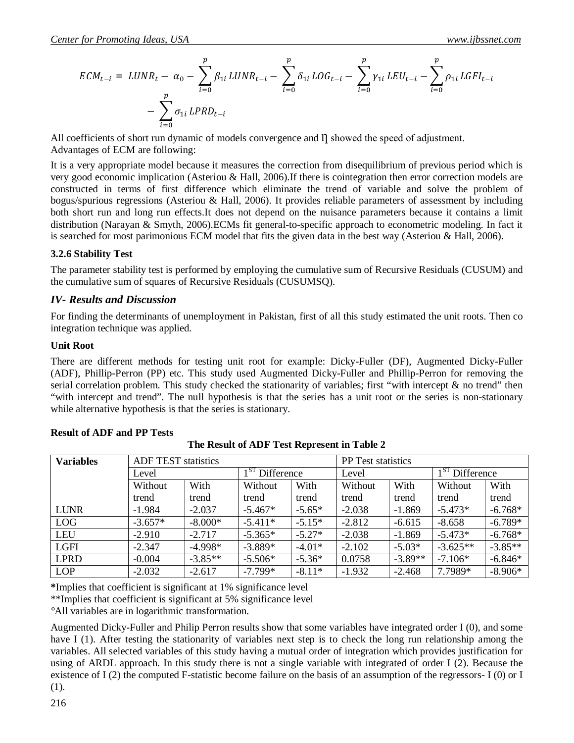$$ECM_{t-i} = LUNR_t - \alpha_0 - \sum_{i=0}^{p} \beta_{1i} LUNR_{t-i} - \sum_{i=0}^{p} \delta_{1i} LOG_{t-i} - \sum_{i=0}^{p} \gamma_{1i} LEU_{t-i} - \sum_{i=0}^{p} \rho_{1i} LGFI_{t-i} - \sum_{i=0}^{p} \sigma_{1i} LPRD_{t-i}$$

All coefficients of short run dynamic of models convergence and Ƞ showed the speed of adjustment.
Advantages of ECM are following:

It is a very appropriate model because it measures the correction from disequilibrium of previous period which is very good economic implication (Asteriou & Hall, 2006).If there is cointegration then error correction models are constructed in terms of first difference which eliminate the trend of variable and solve the problem of bogus/spurious regressions (Asteriou & Hall, 2006). It provides reliable parameters of assessment by including both short run and long run effects.It does not depend on the nuisance parameters because it contains a limit distribution (Narayan & Smyth, 2006).ECMs fit general-to-specific approach to econometric modeling. In fact it is searched for most parimonious ECM model that fits the given data in the best way (Asteriou & Hall, 2006).

### 3.2.6 Stability Test

The parameter stability test is performed by employing the cumulative sum of Recursive Residuals (CUSUM) and the cumulative sum of squares of Recursive Residuals (CUSUMSQ).

## *IV- Results and Discussion*

For finding the determinants of unemployment in Pakistan, first of all this study estimated the unit roots. Then co integration technique was applied.

### Unit Root

There are different methods for testing unit root for example: Dicky-Fuller (DF), Augmented Dicky-Fuller (ADF), Phillip-Perron (PP) etc. This study used Augmented Dicky-Fuller and Phillip-Perron for removing the serial correlation problem. This study checked the stationarity of variables; first "with intercept & no trend" then "with intercept and trend". The null hypothesis is that the series has a unit root or the series is non-stationary while alternative hypothesis is that the series is stationary.

**Result of ADF and PP Tests**

**The Result of ADF Test Represent in Table 2**

| Variables | ADF TEST statistics | | | | PP Test statistics | | | |
|---|---|---|---|---|---|---|---|---|
| | Level | | 1ST Difference | | Level | | 1ST Difference | |
| | Without trend | With trend | Without trend | With trend | Without trend | With trend | Without trend | With trend |
| LUNR | -1.984 | -2.037 | -5.467* | -5.65* | -2.038 | -1.869 | -5.473* | -6.768* |
| LOG | -3.657* | -8.000* | -5.411* | -5.15* | -2.812 | -6.615 | -8.658 | -6.789* |
| LEU | -2.910 | -2.717 | -5.365* | -5.27* | -2.038 | -1.869 | -5.473* | -6.768* |
| LGFI | -2.347 | -4.998* | -3.889* | -4.01* | -2.102 | -5.03* | -3.625** | -3.85** |
| LPRD | -0.004 | -3.85** | -5.506* | -5.36* | 0.0758 | -3.89** | -7.106* | -6.846* |
| LOP | -2.032 | -2.617 | -7.799* | -8.11* | -1.932 | -2.468 | 7.7989* | -8.906* |

**\***Implies that coefficient is significant at 1% significance level

**Implies that coefficient is significant at 5% significance level

°All variables are in logarithmic transformation.

Augmented Dicky-Fuller and Philip Perron results show that some variables have integrated order I (0), and some have I (1). After testing the stationarity of variables next step is to check the long run relationship among the variables. All selected variables of this study having a mutual order of integration which provides justification for using of ARDL approach. In this study there is not a single variable with integrated of order I (2). Because the existence of I (2) the computed F-statistic become failure on the basis of an assumption of the regressors- I (0) or I (1).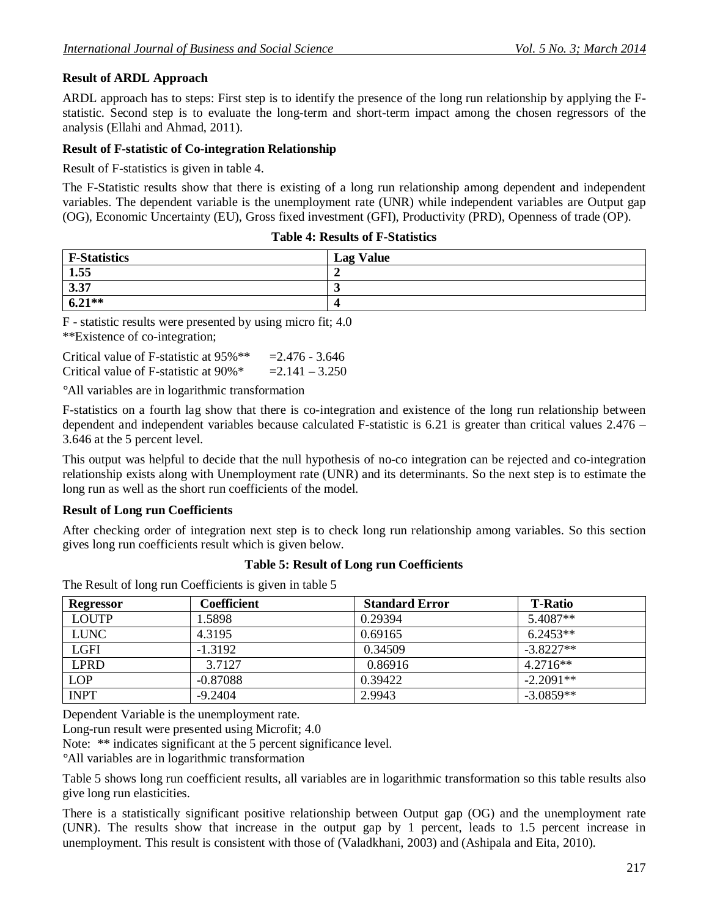**Result of ARDL Approach**

ARDL approach has to steps: First step is to identify the presence of the long run relationship by applying the F-statistic. Second step is to evaluate the long-term and short-term impact among the chosen regressors of the analysis (Ellahi and Ahmad, 2011).

**Result of F-statistic of Co-integration Relationship**

Result of F-statistics is given in table 4.

The F-Statistic results show that there is existing of a long run relationship among dependent and independent variables. The dependent variable is the unemployment rate (UNR) while independent variables are Output gap (OG), Economic Uncertainty (EU), Gross fixed investment (GFI), Productivity (PRD), Openness of trade (OP).

**Table 4: Results of F-Statistics**

| F-Statistics | Lag Value |
|---|---|
| 1.55 | 2 |
| 3.37 | 3 |
| 6.21** | 4 |

F - statistic results were presented by using micro fit; 4.0
**Existence of co-integration;

Critical value of F-statistic at 95%** =2.476 - 3.646
Critical value of F-statistic at 90%* =2.141 – 3.250

°All variables are in logarithmic transformation

F-statistics on a fourth lag show that there is co-integration and existence of the long run relationship between dependent and independent variables because calculated F-statistic is 6.21 is greater than critical values 2.476 – 3.646 at the 5 percent level.

This output was helpful to decide that the null hypothesis of no-co integration can be rejected and co-integration relationship exists along with Unemployment rate (UNR) and its determinants. So the next step is to estimate the long run as well as the short run coefficients of the model.

**Result of Long run Coefficients**

After checking order of integration next step is to check long run relationship among variables. So this section gives long run coefficients result which is given below.

**Table 5: Result of Long run Coefficients**

The Result of long run Coefficients is given in table 5

| Regressor | Coefficient | Standard Error | T-Ratio |
|---|---|---|---|
| LOUTP | 1.5898 | 0.29394 | 5.4087** |
| LUNC | 4.3195 | 0.69165 | 6.2453** |
| LGFI | -1.3192 | 0.34509 | -3.8227** |
| LPRD | 3.7127 | 0.86916 | 4.2716** |
| LOP | -0.87088 | 0.39422 | -2.2091** |
| INPT | -9.2404 | 2.9943 | -3.0859** |

Dependent Variable is the unemployment rate.
Long-run result were presented using Microfit; 4.0
Note: ** indicates significant at the 5 percent significance level.
°All variables are in logarithmic transformation

Table 5 shows long run coefficient results, all variables are in logarithmic transformation so this table results also give long run elasticities.

There is a statistically significant positive relationship between Output gap (OG) and the unemployment rate (UNR). The results show that increase in the output gap by 1 percent, leads to 1.5 percent increase in unemployment. This result is consistent with those of (Valadkhani, 2003) and (Ashipala and Eita, 2010).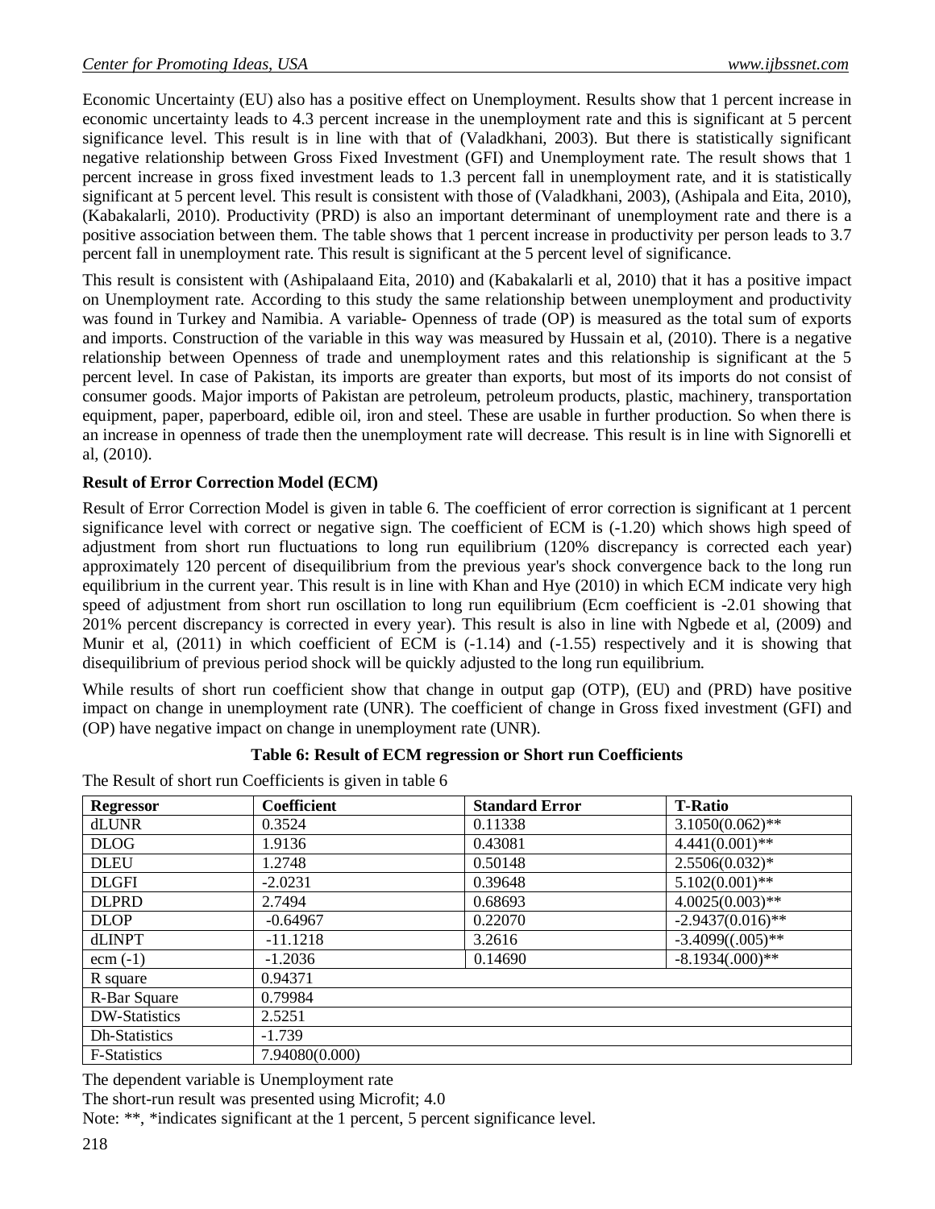Economic Uncertainty (EU) also has a positive effect on Unemployment. Results show that 1 percent increase in economic uncertainty leads to 4.3 percent increase in the unemployment rate and this is significant at 5 percent significance level. This result is in line with that of (Valadkhani, 2003). But there is statistically significant negative relationship between Gross Fixed Investment (GFI) and Unemployment rate. The result shows that 1 percent increase in gross fixed investment leads to 1.3 percent fall in unemployment rate, and it is statistically significant at 5 percent level. This result is consistent with those of (Valadkhani, 2003), (Ashipala and Eita, 2010), (Kabakalarli, 2010). Productivity (PRD) is also an important determinant of unemployment rate and there is a positive association between them. The table shows that 1 percent increase in productivity per person leads to 3.7 percent fall in unemployment rate. This result is significant at the 5 percent level of significance.

This result is consistent with (Ashipalaand Eita, 2010) and (Kabakalarli et al, 2010) that it has a positive impact on Unemployment rate. According to this study the same relationship between unemployment and productivity was found in Turkey and Namibia. A variable- Openness of trade (OP) is measured as the total sum of exports and imports. Construction of the variable in this way was measured by Hussain et al, (2010). There is a negative relationship between Openness of trade and unemployment rates and this relationship is significant at the 5 percent level. In case of Pakistan, its imports are greater than exports, but most of its imports do not consist of consumer goods. Major imports of Pakistan are petroleum, petroleum products, plastic, machinery, transportation equipment, paper, paperboard, edible oil, iron and steel. These are usable in further production. So when there is an increase in openness of trade then the unemployment rate will decrease. This result is in line with Signorelli et al, (2010).

**Result of Error Correction Model (ECM)**

Result of Error Correction Model is given in table 6. The coefficient of error correction is significant at 1 percent significance level with correct or negative sign. The coefficient of ECM is (-1.20) which shows high speed of adjustment from short run fluctuations to long run equilibrium (120% discrepancy is corrected each year) approximately 120 percent of disequilibrium from the previous year's shock convergence back to the long run equilibrium in the current year. This result is in line with Khan and Hye (2010) in which ECM indicate very high speed of adjustment from short run oscillation to long run equilibrium (Ecm coefficient is -2.01 showing that 201% percent discrepancy is corrected in every year). This result is also in line with Ngbede et al, (2009) and Munir et al, (2011) in which coefficient of ECM is (-1.14) and (-1.55) respectively and it is showing that disequilibrium of previous period shock will be quickly adjusted to the long run equilibrium.

While results of short run coefficient show that change in output gap (OTP), (EU) and (PRD) have positive impact on change in unemployment rate (UNR). The coefficient of change in Gross fixed investment (GFI) and (OP) have negative impact on change in unemployment rate (UNR).

**Table 6: Result of ECM regression or Short run Coefficients**

The Result of short run Coefficients is given in table 6

| Regressor | Coefficient | Standard Error | T-Ratio |
|---|---|---|---|
| dLUNR | 0.3524 | 0.11338 | 3.1050(0.062)** |
| DLOG | 1.9136 | 0.43081 | 4.441(0.001)** |
| DLEU | 1.2748 | 0.50148 | 2.5506(0.032)* |
| DLGFI | -2.0231 | 0.39648 | 5.102(0.001)** |
| DLPRD | 2.7494 | 0.68693 | 4.0025(0.003)** |
| DLOP | -0.64967 | 0.22070 | -2.9437(0.016)** |
| dLINPT | -11.1218 | 3.2616 | -3.4099((.005)** |
| ecm (-1) | -1.2036 | 0.14690 | -8.1934(.000)** |
| R square | 0.94371 | | |
| R-Bar Square | 0.79984 | | |
| DW-Statistics | 2.5251 | | |
| Dh-Statistics | -1.739 | | |
| F-Statistics | 7.94080(0.000) | | |

The dependent variable is Unemployment rate

The short-run result was presented using Microfit; 4.0

Note: **, *indicates significant at the 1 percent, 5 percent significance level.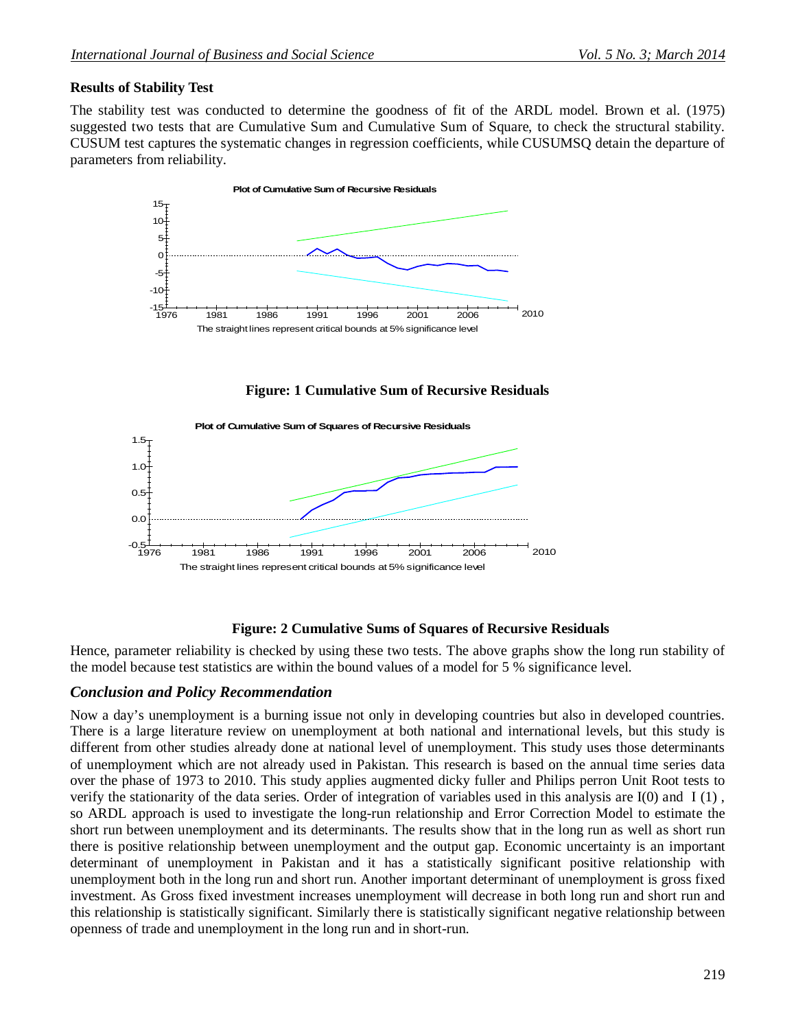### Results of Stability Test

The stability test was conducted to determine the goodness of fit of the ARDL model. Brown et al. (1975) suggested two tests that are Cumulative Sum and Cumulative Sum of Square, to check the structural stability. CUSUM test captures the systematic changes in regression coefficients, while CUSUMSQ detain the departure of parameters from reliability.

**Figure: 1 Cumulative Sum of Recursive Residuals**

**Figure: 2 Cumulative Sums of Squares of Recursive Residuals**

Hence, parameter reliability is checked by using these two tests. The above graphs show the long run stability of the model because test statistics are within the bound values of a model for 5 % significance level.

## *Conclusion and Policy Recommendation*

Now a day's unemployment is a burning issue not only in developing countries but also in developed countries. There is a large literature review on unemployment at both national and international levels, but this study is different from other studies already done at national level of unemployment. This study uses those determinants of unemployment which are not already used in Pakistan. This research is based on the annual time series data over the phase of 1973 to 2010. This study applies augmented dicky fuller and Philips perron Unit Root tests to verify the stationarity of the data series. Order of integration of variables used in this analysis are I(0) and I (1) , so ARDL approach is used to investigate the long-run relationship and Error Correction Model to estimate the short run between unemployment and its determinants. The results show that in the long run as well as short run there is positive relationship between unemployment and the output gap. Economic uncertainty is an important determinant of unemployment in Pakistan and it has a statistically significant positive relationship with unemployment both in the long run and short run. Another important determinant of unemployment is gross fixed investment. As Gross fixed investment increases unemployment will decrease in both long run and short run and this relationship is statistically significant. Similarly there is statistically significant negative relationship between openness of trade and unemployment in the long run and in short-run.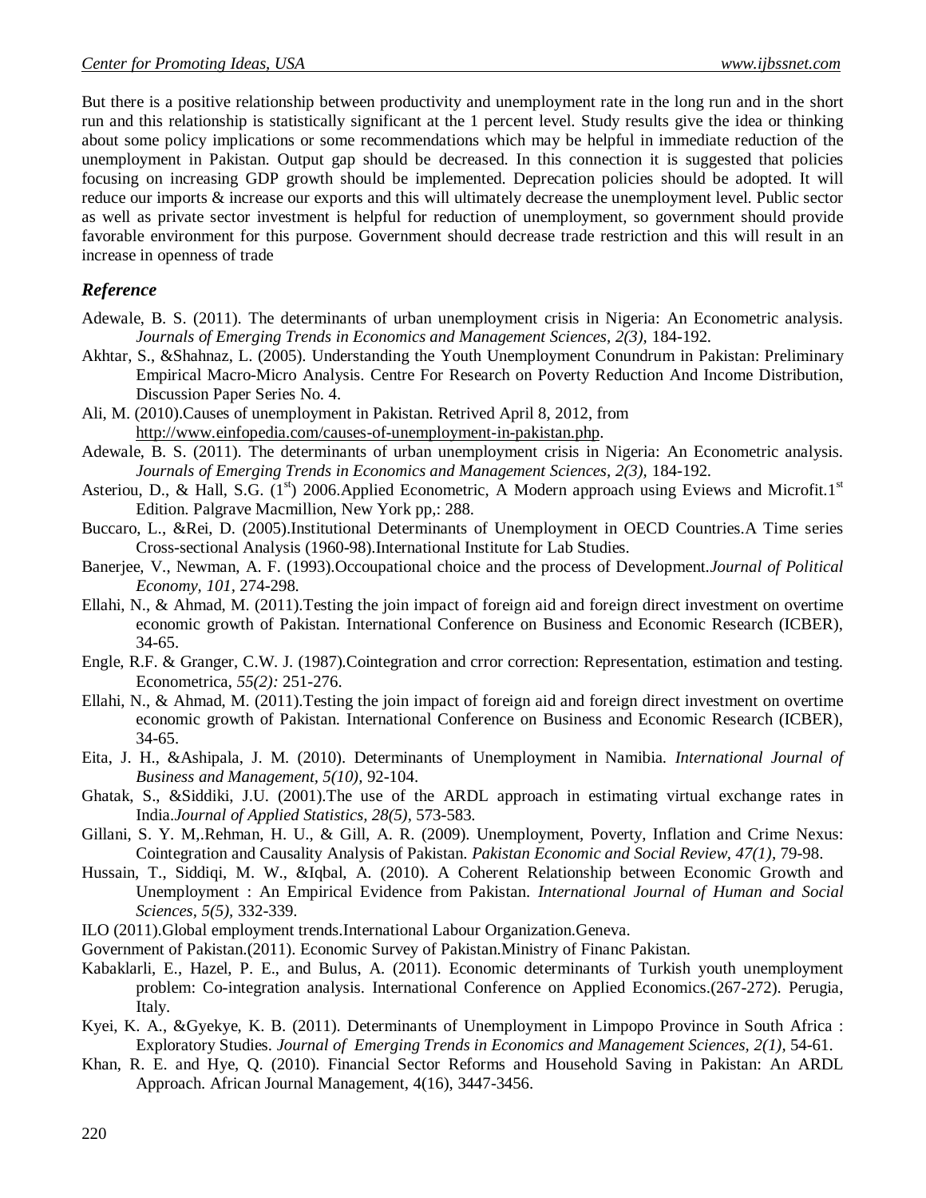But there is a positive relationship between productivity and unemployment rate in the long run and in the short run and this relationship is statistically significant at the 1 percent level. Study results give the idea or thinking about some policy implications or some recommendations which may be helpful in immediate reduction of the unemployment in Pakistan. Output gap should be decreased. In this connection it is suggested that policies focusing on increasing GDP growth should be implemented. Deprecation policies should be adopted. It will reduce our imports & increase our exports and this will ultimately decrease the unemployment level. Public sector as well as private sector investment is helpful for reduction of unemployment, so government should provide favorable environment for this purpose. Government should decrease trade restriction and this will result in an increase in openness of trade

## *Reference*

Adewale, B. S. (2011). The determinants of urban unemployment crisis in Nigeria: An Econometric analysis. *Journals of Emerging Trends in Economics and Management Sciences, 2(3),* 184-192.

Akhtar, S., &Shahnaz, L. (2005). Understanding the Youth Unemployment Conundrum in Pakistan: Preliminary Empirical Macro-Micro Analysis. Centre For Research on Poverty Reduction And Income Distribution, Discussion Paper Series No. 4.

Ali, M. (2010).Causes of unemployment in Pakistan. Retrived April 8, 2012, from http://www.einfopedia.com/causes-of-unemployment-in-pakistan.php.

Adewale, B. S. (2011). The determinants of urban unemployment crisis in Nigeria: An Econometric analysis. *Journals of Emerging Trends in Economics and Management Sciences, 2(3),* 184-192.

Asteriou, D., & Hall, S.G. (1st) 2006.Applied Econometric, A Modern approach using Eviews and Microfit.1st Edition. Palgrave Macmillion, New York pp,: 288.

Buccaro, L., &Rei, D. (2005).Institutional Determinants of Unemployment in OECD Countries.A Time series Cross-sectional Analysis (1960-98).International Institute for Lab Studies.

Banerjee, V., Newman, A. F. (1993).Occoupational choice and the process of Development.*Journal of Political Economy, 101,* 274-298.

Ellahi, N., & Ahmad, M. (2011).Testing the join impact of foreign aid and foreign direct investment on overtime economic growth of Pakistan. International Conference on Business and Economic Research (ICBER), 34-65.

Engle, R.F. & Granger, C.W. J. (1987).Cointegration and crror correction: Representation, estimation and testing. Econometrica, *55(2):* 251-276.

Ellahi, N., & Ahmad, M. (2011).Testing the join impact of foreign aid and foreign direct investment on overtime economic growth of Pakistan. International Conference on Business and Economic Research (ICBER), 34-65.

Eita, J. H., &Ashipala, J. M. (2010). Determinants of Unemployment in Namibia. *International Journal of Business and Management, 5(10),* 92-104.

Ghatak, S., &Siddiki, J.U. (2001).The use of the ARDL approach in estimating virtual exchange rates in India.*Journal of Applied Statistics, 28(5),* 573-583.

Gillani, S. Y. M,.Rehman, H. U., & Gill, A. R. (2009). Unemployment, Poverty, Inflation and Crime Nexus: Cointegration and Causality Analysis of Pakistan. *Pakistan Economic and Social Review, 47(1),* 79-98.

Hussain, T., Siddiqi, M. W., &Iqbal, A. (2010). A Coherent Relationship between Economic Growth and Unemployment : An Empirical Evidence from Pakistan. *International Journal of Human and Social Sciences, 5(5),* 332-339.

ILO (2011).Global employment trends.International Labour Organization.Geneva.

Government of Pakistan.(2011). Economic Survey of Pakistan.Ministry of Financ Pakistan.

Kabaklarli, E., Hazel, P. E., and Bulus, A. (2011). Economic determinants of Turkish youth unemployment problem: Co-integration analysis. International Conference on Applied Economics.(267-272). Perugia, Italy.

Kyei, K. A., &Gyekye, K. B. (2011). Determinants of Unemployment in Limpopo Province in South Africa : Exploratory Studies. *Journal of Emerging Trends in Economics and Management Sciences, 2(1),* 54-61.

Khan, R. E. and Hye, Q. (2010). Financial Sector Reforms and Household Saving in Pakistan: An ARDL Approach. African Journal Management, 4(16), 3447-3456.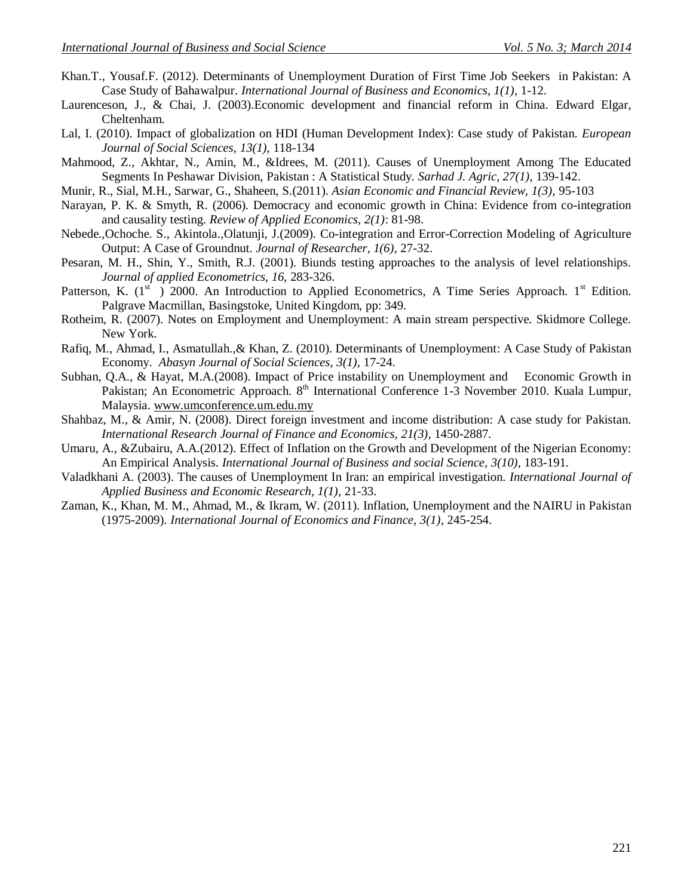Khan.T., Yousaf.F. (2012). Determinants of Unemployment Duration of First Time Job Seekers in Pakistan: A Case Study of Bahawalpur. *International Journal of Business and Economics, 1(1),* 1-12.

Laurenceson, J., & Chai, J. (2003).Economic development and financial reform in China. Edward Elgar, Cheltenham.

Lal, I. (2010). Impact of globalization on HDI (Human Development Index): Case study of Pakistan. *European Journal of Social Sciences, 13(1),* 118-134

Mahmood, Z., Akhtar, N., Amin, M., &Idrees, M. (2011). Causes of Unemployment Among The Educated Segments In Peshawar Division, Pakistan : A Statistical Study. *Sarhad J. Agric, 27(1),* 139-142.

Munir, R., Sial, M.H., Sarwar, G., Shaheen, S.(2011). *Asian Economic and Financial Review, 1(3),* 95-103

Narayan, P. K. & Smyth, R. (2006). Democracy and economic growth in China: Evidence from co-integration and causality testing. *Review of Applied Economics, 2(1)*: 81-98.

Nebede.,Ochoche. S., Akintola.,Olatunji, J.(2009). Co-integration and Error-Correction Modeling of Agriculture Output: A Case of Groundnut. *Journal of Researcher, 1(6),* 27-32.

Pesaran, M. H., Shin, Y., Smith, R.J. (2001). Biunds testing approaches to the analysis of level relationships. *Journal of applied Econometrics, 16,* 283-326.

Patterson, K. (1st ) 2000. An Introduction to Applied Econometrics, A Time Series Approach. 1st Edition. Palgrave Macmillan, Basingstoke, United Kingdom, pp: 349.

Rotheim, R. (2007). Notes on Employment and Unemployment: A main stream perspective. Skidmore College. New York.

Rafiq, M., Ahmad, I., Asmatullah.,& Khan, Z. (2010). Determinants of Unemployment: A Case Study of Pakistan Economy. *Abasyn Journal of Social Sciences, 3(1),* 17-24.

Subhan, Q.A., & Hayat, M.A.(2008). Impact of Price instability on Unemployment and Economic Growth in Pakistan; An Econometric Approach. 8th International Conference 1-3 November 2010. Kuala Lumpur, Malaysia. www.umconference.um.edu.my

Shahbaz, M., & Amir, N. (2008). Direct foreign investment and income distribution: A case study for Pakistan. *International Research Journal of Finance and Economics, 21(3),* 1450-2887.

Umaru, A., &Zubairu, A.A.(2012). Effect of Inflation on the Growth and Development of the Nigerian Economy: An Empirical Analysis. *International Journal of Business and social Science, 3(10),* 183-191.

Valadkhani A. (2003). The causes of Unemployment In Iran: an empirical investigation. *International Journal of Applied Business and Economic Research, 1(1),* 21-33.

Zaman, K., Khan, M. M., Ahmad, M., & Ikram, W. (2011). Inflation, Unemployment and the NAIRU in Pakistan (1975-2009). *International Journal of Economics and Finance, 3(1),* 245-254.